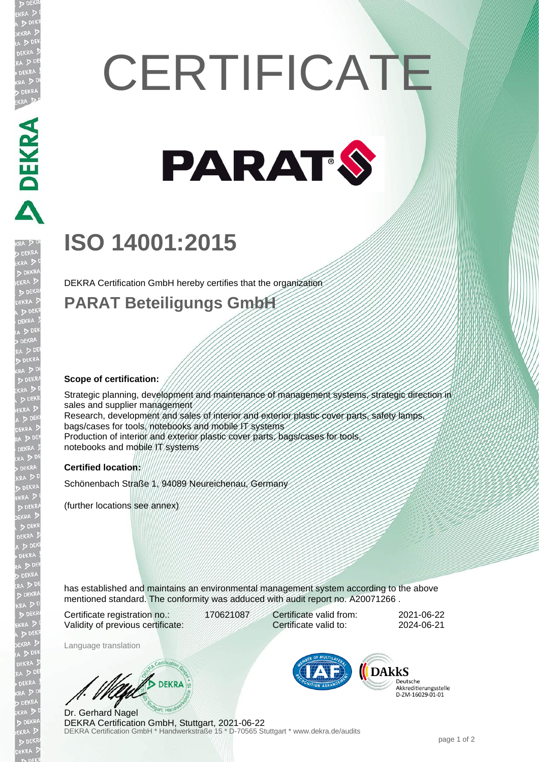# CERTIFICATE

PARAT

## ISO 14001:2015

DEKRA Certification GmbH hereby certifies that the organization

### PARAT Beteiligungs GmbH

**Scope of certification:**

Strategic planning, development and maintenance of management systems, strategic direction in sales and supplier management
Research, development and sales of interior and exterior plastic cover parts, safety lamps, bags/cases for tools, notebooks and mobile IT systems
Production of interior and exterior plastic cover parts, bags/cases for tools, notebooks and mobile IT systems

**Certified location:**

Schönenbach Straße 1, 94089 Neureichenau, Germany

(further locations see annex)

has established and maintains an environmental management system according to the above mentioned standard. The conformity was adduced with audit report no. A20071266 .

| | | | |
|---|---|---|---|
| Certificate registration no.: | 170621087 | Certificate valid from: | 2021-06-22 |
| Validity of previous certificate: | | Certificate valid to: | 2024-06-21 |

Language translation

DAkkS Deutsche Akkreditierungsstelle D-ZM-16029-01-01

Dr. Gerhard Nagel
DEKRA Certification GmbH, Stuttgart, 2021-06-22
DEKRA Certification GmbH * Handwerkstraße 15 * D-70565 Stuttgart * www.dekra.de/audits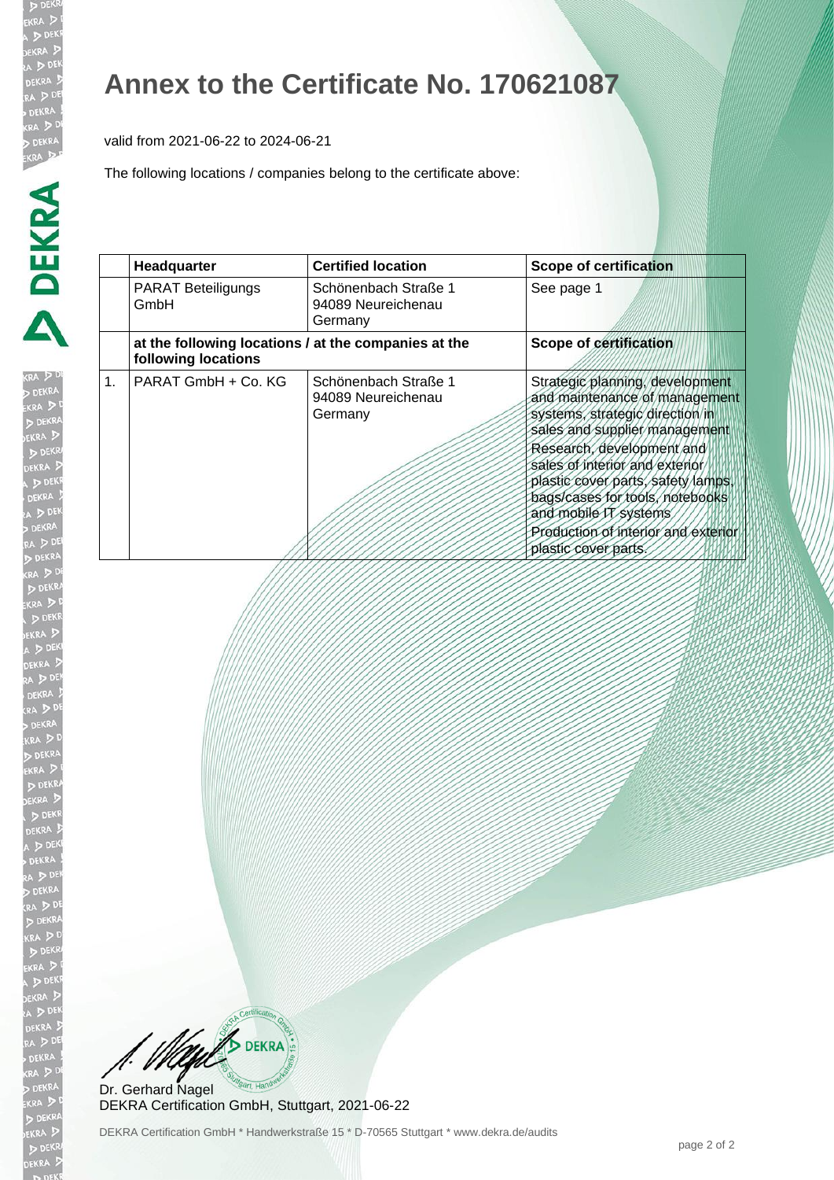# Annex to the Certificate No. 170621087

valid from 2021-06-22 to 2024-06-21

The following locations / companies belong to the certificate above:

| | Headquarter | Certified location | Scope of certification |
|---|---|---|---|
| | PARAT Beteiligungs GmbH | Schönenbach Straße 1<br>94089 Neureichenau<br>Germany | See page 1 |
| | **at the following locations / at the companies at the following locations** | | **Scope of certification** |
| 1. | PARAT GmbH + Co. KG | Schönenbach Straße 1<br>94089 Neureichenau<br>Germany | Strategic planning, development and maintenance of management systems, strategic direction in sales and supplier management<br>Research, development and sales of interior and exterior plastic cover parts, safety lamps, bags/cases for tools, notebooks and mobile IT systems<br>Production of interior and exterior plastic cover parts. |

Dr. Gerhard Nagel
DEKRA Certification GmbH, Stuttgart, 2021-06-22

DEKRA Certification GmbH * Handwerkstraße 15 * D-70565 Stuttgart * www.dekra.de/audits